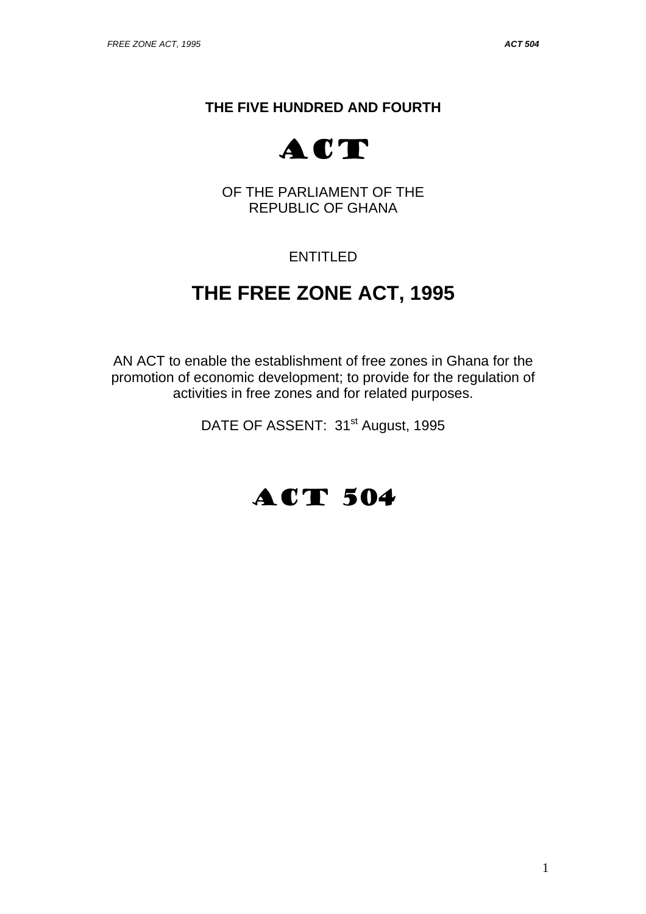**THE FIVE HUNDRED AND FOURTH**

# ACT

OF THE PARLIAMENT OF THE
REPUBLIC OF GHANA

ENTITLED

# THE FREE ZONE ACT, 1995

AN ACT to enable the establishment of free zones in Ghana for the promotion of economic development; to provide for the regulation of activities in free zones and for related purposes.

DATE OF ASSENT: 31st August, 1995

# ACT 504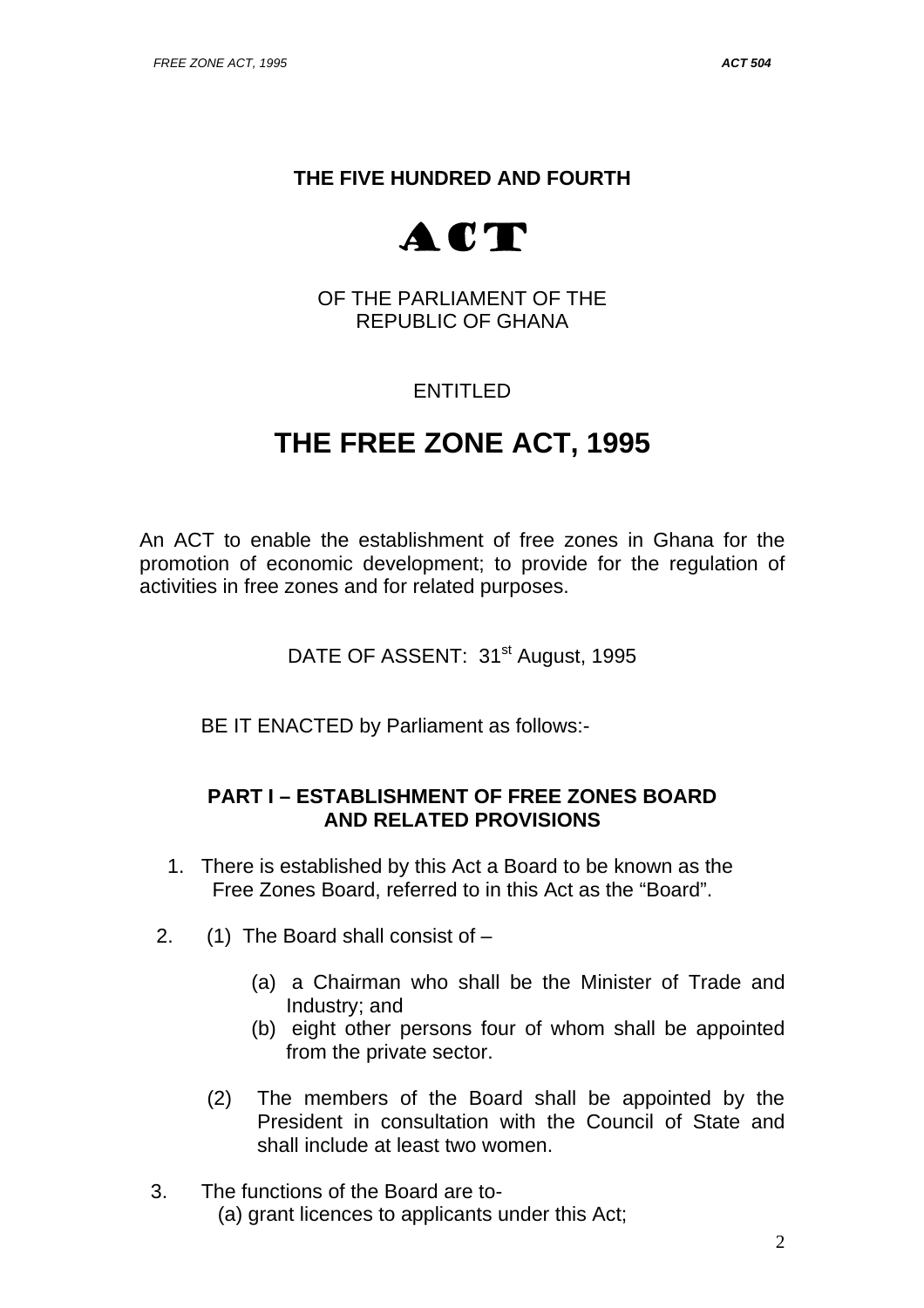**THE FIVE HUNDRED AND FOURTH**

# ACT

OF THE PARLIAMENT OF THE
REPUBLIC OF GHANA

ENTITLED

# THE FREE ZONE ACT, 1995

An ACT to enable the establishment of free zones in Ghana for the promotion of economic development; to provide for the regulation of activities in free zones and for related purposes.

DATE OF ASSENT: 31st August, 1995

BE IT ENACTED by Parliament as follows:-

## PART I – ESTABLISHMENT OF FREE ZONES BOARD AND RELATED PROVISIONS

1. There is established by this Act a Board to be known as the Free Zones Board, referred to in this Act as the "Board".

2. (1) The Board shall consist of –

   (a) a Chairman who shall be the Minister of Trade and Industry; and

   (b) eight other persons four of whom shall be appointed from the private sector.

   (2) The members of the Board shall be appointed by the President in consultation with the Council of State and shall include at least two women.

3. The functions of the Board are to-

   (a) grant licences to applicants under this Act;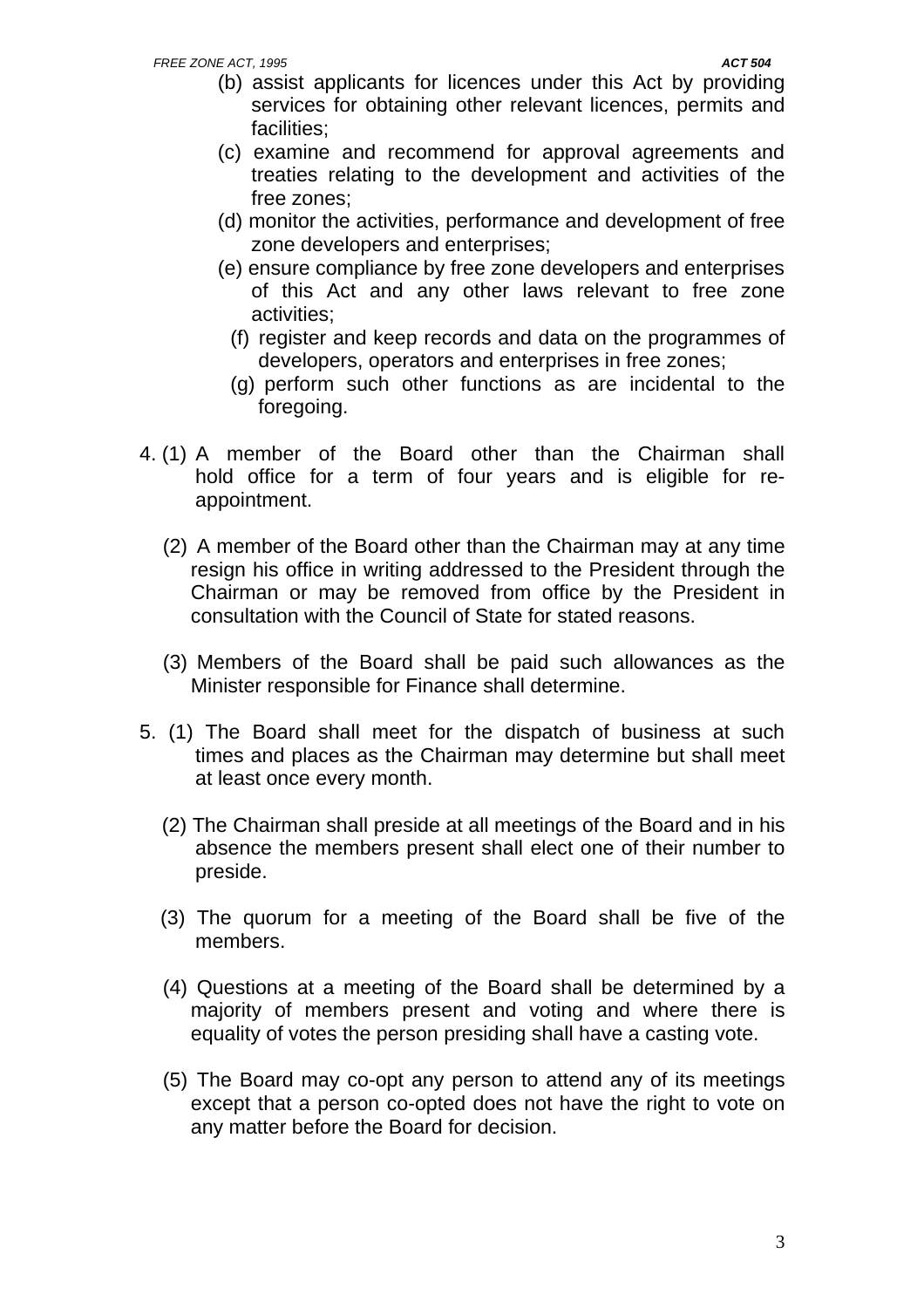(b) assist applicants for licences under this Act by providing services for obtaining other relevant licences, permits and facilities;

(c) examine and recommend for approval agreements and treaties relating to the development and activities of the free zones;

(d) monitor the activities, performance and development of free zone developers and enterprises;

(e) ensure compliance by free zone developers and enterprises of this Act and any other laws relevant to free zone activities;

(f) register and keep records and data on the programmes of developers, operators and enterprises in free zones;

(g) perform such other functions as are incidental to the foregoing.

4. (1) A member of the Board other than the Chairman shall hold office for a term of four years and is eligible for re-appointment.

(2) A member of the Board other than the Chairman may at any time resign his office in writing addressed to the President through the Chairman or may be removed from office by the President in consultation with the Council of State for stated reasons.

(3) Members of the Board shall be paid such allowances as the Minister responsible for Finance shall determine.

5. (1) The Board shall meet for the dispatch of business at such times and places as the Chairman may determine but shall meet at least once every month.

(2) The Chairman shall preside at all meetings of the Board and in his absence the members present shall elect one of their number to preside.

(3) The quorum for a meeting of the Board shall be five of the members.

(4) Questions at a meeting of the Board shall be determined by a majority of members present and voting and where there is equality of votes the person presiding shall have a casting vote.

(5) The Board may co-opt any person to attend any of its meetings except that a person co-opted does not have the right to vote on any matter before the Board for decision.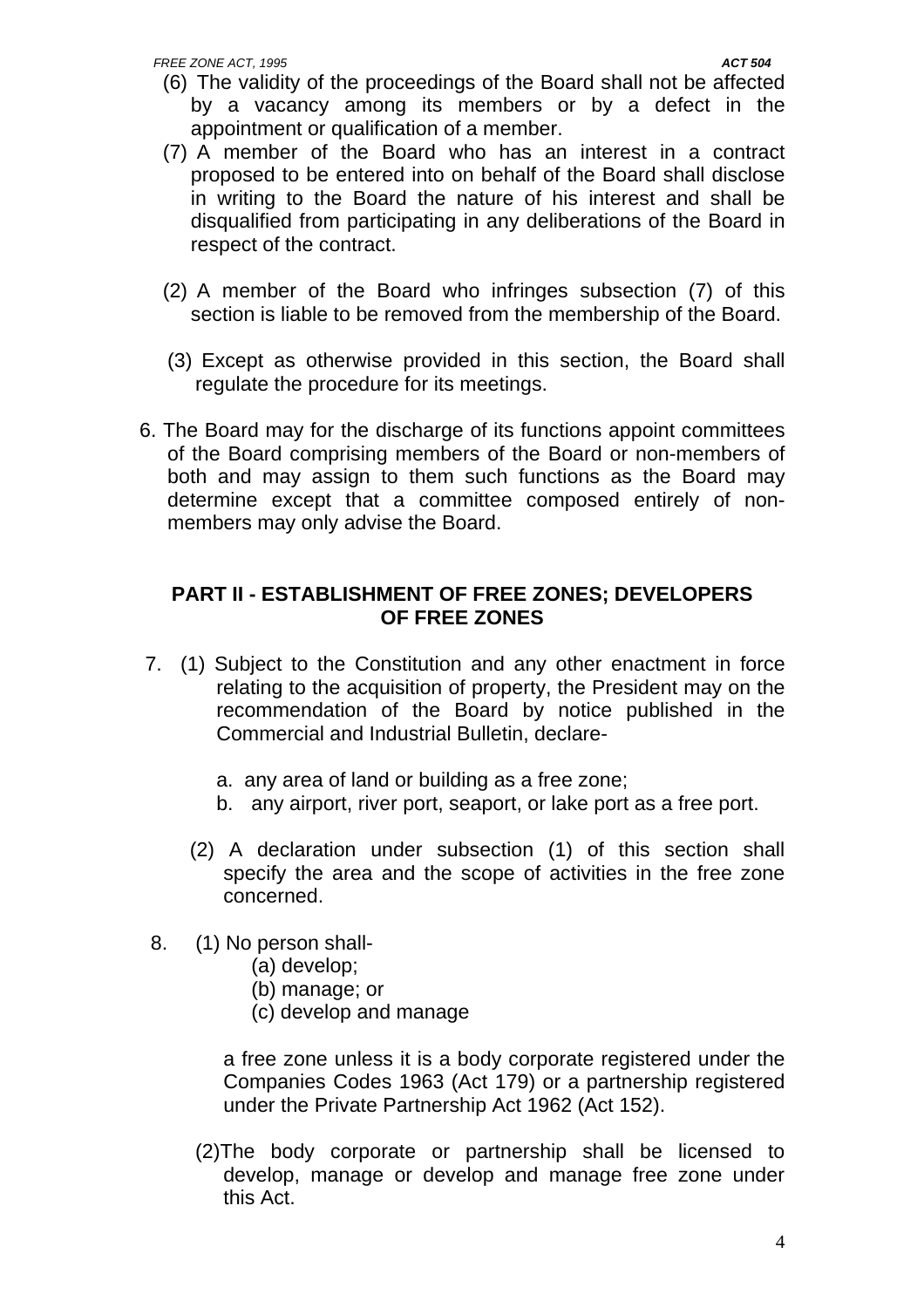(6) The validity of the proceedings of the Board shall not be affected by a vacancy among its members or by a defect in the appointment or qualification of a member.

(7) A member of the Board who has an interest in a contract proposed to be entered into on behalf of the Board shall disclose in writing to the Board the nature of his interest and shall be disqualified from participating in any deliberations of the Board in respect of the contract.

(2) A member of the Board who infringes subsection (7) of this section is liable to be removed from the membership of the Board.

(3) Except as otherwise provided in this section, the Board shall regulate the procedure for its meetings.

6. The Board may for the discharge of its functions appoint committees of the Board comprising members of the Board or non-members of both and may assign to them such functions as the Board may determine except that a committee composed entirely of non-members may only advise the Board.

## PART II - ESTABLISHMENT OF FREE ZONES; DEVELOPERS OF FREE ZONES

7. (1) Subject to the Constitution and any other enactment in force relating to the acquisition of property, the President may on the recommendation of the Board by notice published in the Commercial and Industrial Bulletin, declare-

   a. any area of land or building as a free zone;
   b. any airport, river port, seaport, or lake port as a free port.

   (2) A declaration under subsection (1) of this section shall specify the area and the scope of activities in the free zone concerned.

8. (1) No person shall-
   (a) develop;
   (b) manage; or
   (c) develop and manage

   a free zone unless it is a body corporate registered under the Companies Codes 1963 (Act 179) or a partnership registered under the Private Partnership Act 1962 (Act 152).

   (2)The body corporate or partnership shall be licensed to develop, manage or develop and manage free zone under this Act.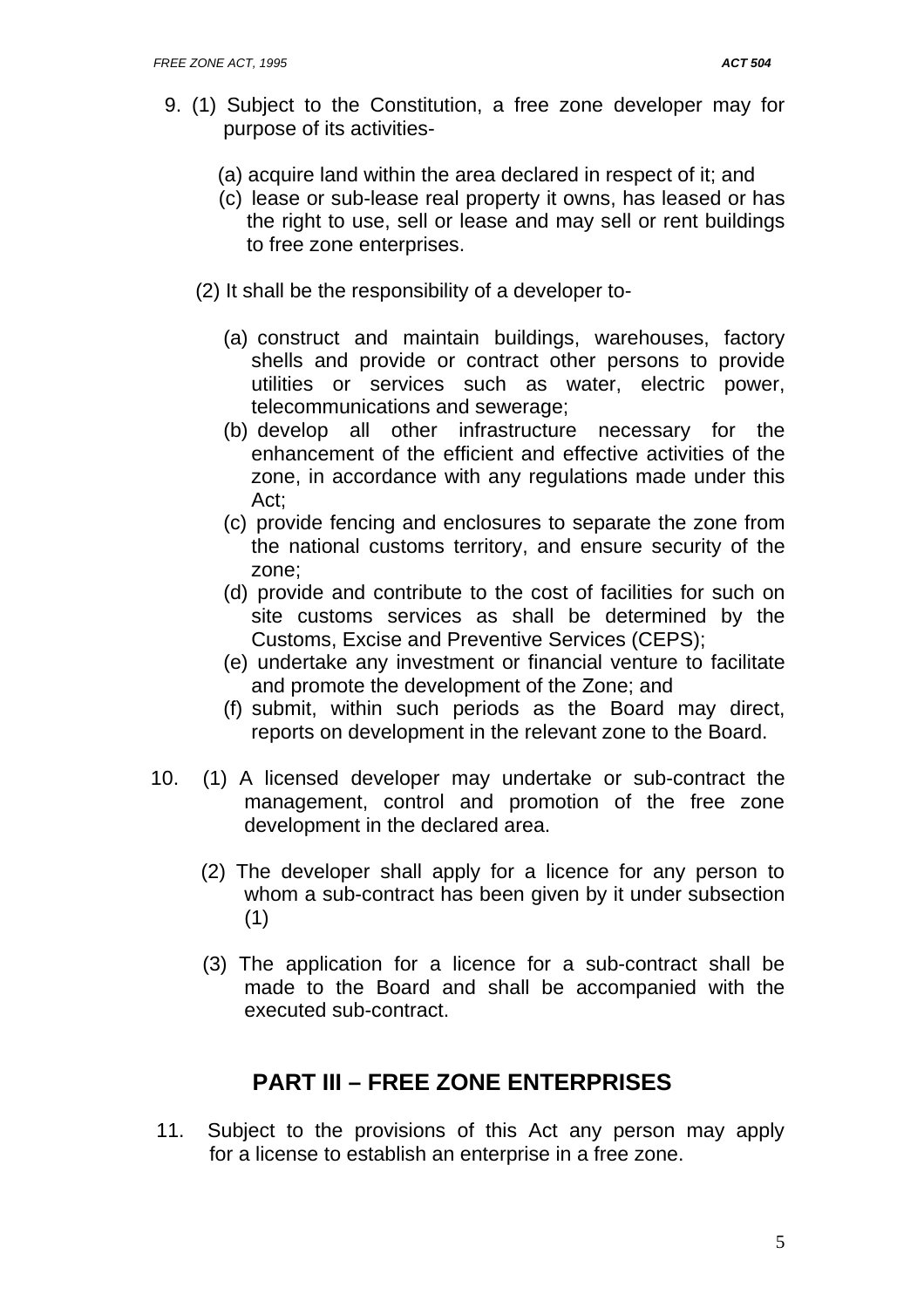9. (1) Subject to the Constitution, a free zone developer may for purpose of its activities-

   (a) acquire land within the area declared in respect of it; and
   (c) lease or sub-lease real property it owns, has leased or has the right to use, sell or lease and may sell or rent buildings to free zone enterprises.

   (2) It shall be the responsibility of a developer to-

   (a) construct and maintain buildings, warehouses, factory shells and provide or contract other persons to provide utilities or services such as water, electric power, telecommunications and sewerage;
   (b) develop all other infrastructure necessary for the enhancement of the efficient and effective activities of the zone, in accordance with any regulations made under this Act;
   (c) provide fencing and enclosures to separate the zone from the national customs territory, and ensure security of the zone;
   (d) provide and contribute to the cost of facilities for such on site customs services as shall be determined by the Customs, Excise and Preventive Services (CEPS);
   (e) undertake any investment or financial venture to facilitate and promote the development of the Zone; and
   (f) submit, within such periods as the Board may direct, reports on development in the relevant zone to the Board.

10. (1) A licensed developer may undertake or sub-contract the management, control and promotion of the free zone development in the declared area.

   (2) The developer shall apply for a licence for any person to whom a sub-contract has been given by it under subsection (1)

   (3) The application for a licence for a sub-contract shall be made to the Board and shall be accompanied with the executed sub-contract.

## PART III – FREE ZONE ENTERPRISES

11. Subject to the provisions of this Act any person may apply for a license to establish an enterprise in a free zone.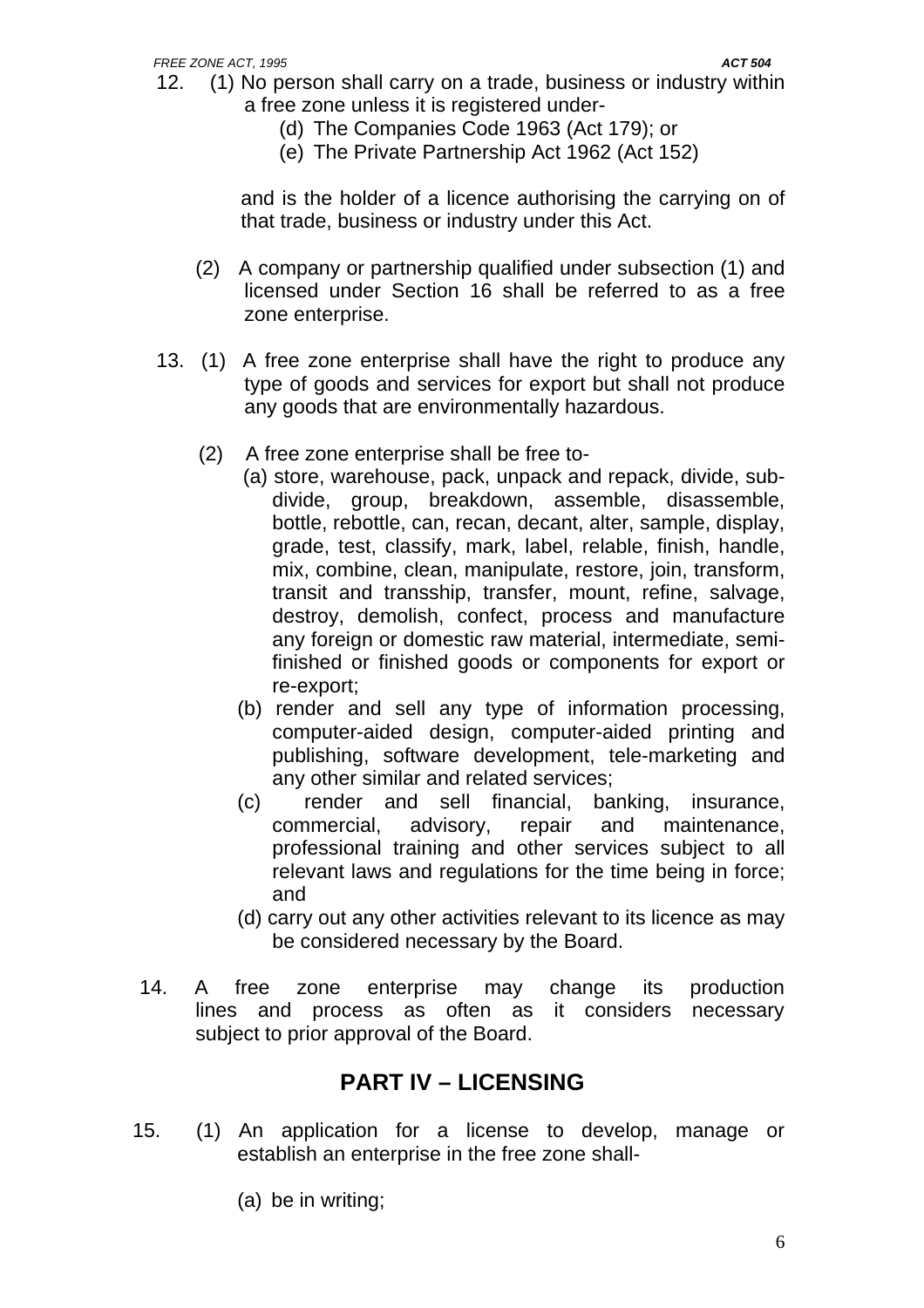12. (1) No person shall carry on a trade, business or industry within a free zone unless it is registered under-

    (d) The Companies Code 1963 (Act 179); or

    (e) The Private Partnership Act 1962 (Act 152)

    and is the holder of a licence authorising the carrying on of that trade, business or industry under this Act.

    (2) A company or partnership qualified under subsection (1) and licensed under Section 16 shall be referred to as a free zone enterprise.

13. (1) A free zone enterprise shall have the right to produce any type of goods and services for export but shall not produce any goods that are environmentally hazardous.

    (2) A free zone enterprise shall be free to-

    (a) store, warehouse, pack, unpack and repack, divide, sub-divide, group, breakdown, assemble, disassemble, bottle, rebottle, can, recan, decant, alter, sample, display, grade, test, classify, mark, label, relable, finish, handle, mix, combine, clean, manipulate, restore, join, transform, transit and transship, transfer, mount, refine, salvage, destroy, demolish, confect, process and manufacture any foreign or domestic raw material, intermediate, semi-finished or finished goods or components for export or re-export;

    (b) render and sell any type of information processing, computer-aided design, computer-aided printing and publishing, software development, tele-marketing and any other similar and related services;

    (c) render and sell financial, banking, insurance, commercial, advisory, repair and maintenance, professional training and other services subject to all relevant laws and regulations for the time being in force; and

    (d) carry out any other activities relevant to its licence as may be considered necessary by the Board.

14. A free zone enterprise may change its production lines and process as often as it considers necessary subject to prior approval of the Board.

## PART IV – LICENSING

15. (1) An application for a license to develop, manage or establish an enterprise in the free zone shall-

    (a) be in writing;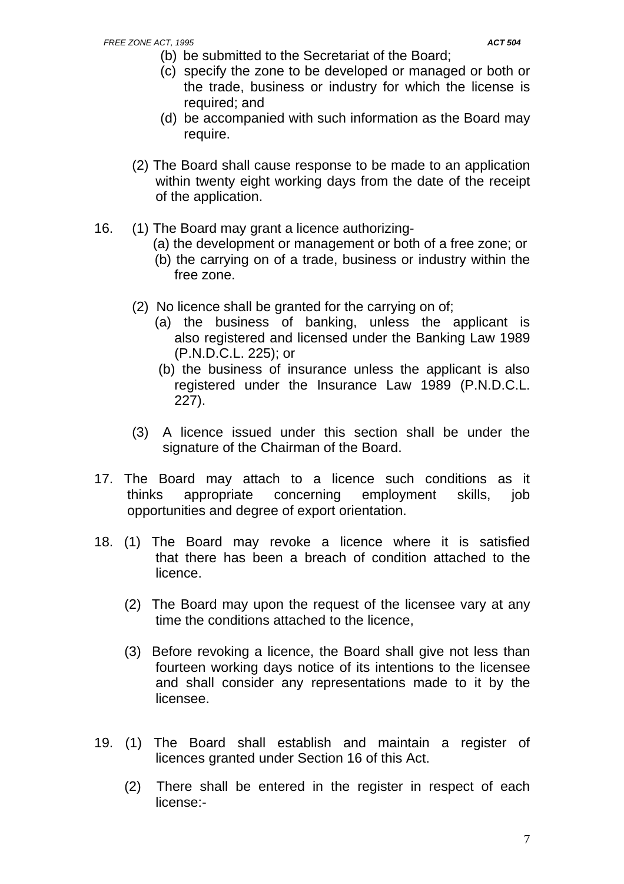(b) be submitted to the Secretariat of the Board;

(c) specify the zone to be developed or managed or both or the trade, business or industry for which the license is required; and

(d) be accompanied with such information as the Board may require.

(2) The Board shall cause response to be made to an application within twenty eight working days from the date of the receipt of the application.

16. (1) The Board may grant a licence authorizing-

(a) the development or management or both of a free zone; or

(b) the carrying on of a trade, business or industry within the free zone.

(2) No licence shall be granted for the carrying on of;

(a) the business of banking, unless the applicant is also registered and licensed under the Banking Law 1989 (P.N.D.C.L. 225); or

(b) the business of insurance unless the applicant is also registered under the Insurance Law 1989 (P.N.D.C.L. 227).

(3) A licence issued under this section shall be under the signature of the Chairman of the Board.

17. The Board may attach to a licence such conditions as it thinks appropriate concerning employment skills, job opportunities and degree of export orientation.

18. (1) The Board may revoke a licence where it is satisfied that there has been a breach of condition attached to the licence.

(2) The Board may upon the request of the licensee vary at any time the conditions attached to the licence,

(3) Before revoking a licence, the Board shall give not less than fourteen working days notice of its intentions to the licensee and shall consider any representations made to it by the licensee.

19. (1) The Board shall establish and maintain a register of licences granted under Section 16 of this Act.

(2) There shall be entered in the register in respect of each license:-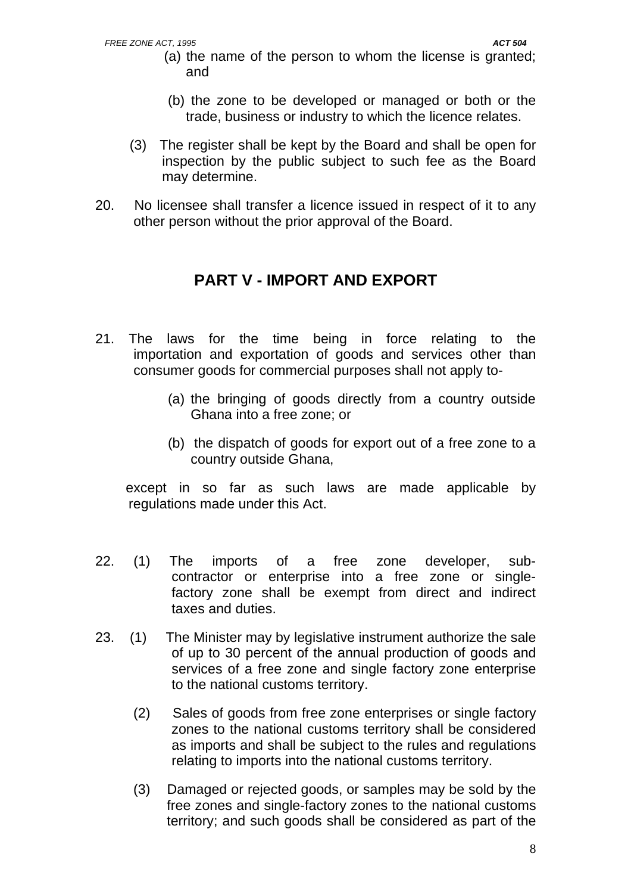(a) the name of the person to whom the license is granted; and

(b) the zone to be developed or managed or both or the trade, business or industry to which the licence relates.

(3) The register shall be kept by the Board and shall be open for inspection by the public subject to such fee as the Board may determine.

20. No licensee shall transfer a licence issued in respect of it to any other person without the prior approval of the Board.

## PART V - IMPORT AND EXPORT

21. The laws for the time being in force relating to the importation and exportation of goods and services other than consumer goods for commercial purposes shall not apply to-

    (a) the bringing of goods directly from a country outside Ghana into a free zone; or

    (b) the dispatch of goods for export out of a free zone to a country outside Ghana,

    except in so far as such laws are made applicable by regulations made under this Act.

22. (1) The imports of a free zone developer, sub-contractor or enterprise into a free zone or single-factory zone shall be exempt from direct and indirect taxes and duties.

23. (1) The Minister may by legislative instrument authorize the sale of up to 30 percent of the annual production of goods and services of a free zone and single factory zone enterprise to the national customs territory.

    (2) Sales of goods from free zone enterprises or single factory zones to the national customs territory shall be considered as imports and shall be subject to the rules and regulations relating to imports into the national customs territory.

    (3) Damaged or rejected goods, or samples may be sold by the free zones and single-factory zones to the national customs territory; and such goods shall be considered as part of the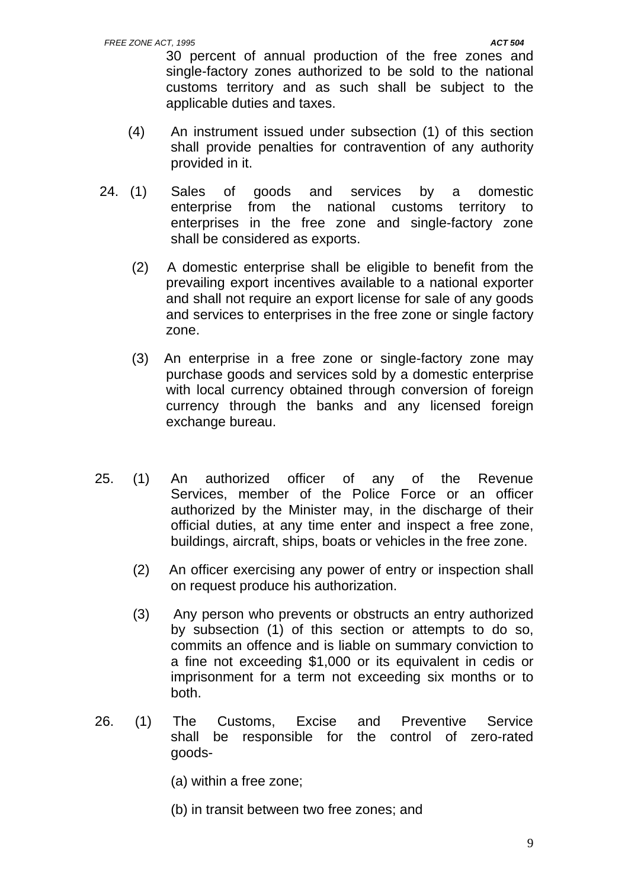30 percent of annual production of the free zones and single-factory zones authorized to be sold to the national customs territory and as such shall be subject to the applicable duties and taxes.

(4) An instrument issued under subsection (1) of this section shall provide penalties for contravention of any authority provided in it.

24. (1) Sales of goods and services by a domestic enterprise from the national customs territory to enterprises in the free zone and single-factory zone shall be considered as exports.

(2) A domestic enterprise shall be eligible to benefit from the prevailing export incentives available to a national exporter and shall not require an export license for sale of any goods and services to enterprises in the free zone or single factory zone.

(3) An enterprise in a free zone or single-factory zone may purchase goods and services sold by a domestic enterprise with local currency obtained through conversion of foreign currency through the banks and any licensed foreign exchange bureau.

25. (1) An authorized officer of any of the Revenue Services, member of the Police Force or an officer authorized by the Minister may, in the discharge of their official duties, at any time enter and inspect a free zone, buildings, aircraft, ships, boats or vehicles in the free zone.

(2) An officer exercising any power of entry or inspection shall on request produce his authorization.

(3) Any person who prevents or obstructs an entry authorized by subsection (1) of this section or attempts to do so, commits an offence and is liable on summary conviction to a fine not exceeding $1,000 or its equivalent in cedis or imprisonment for a term not exceeding six months or to both.

26. (1) The Customs, Excise and Preventive Service shall be responsible for the control of zero-rated goods-

(a) within a free zone;

(b) in transit between two free zones; and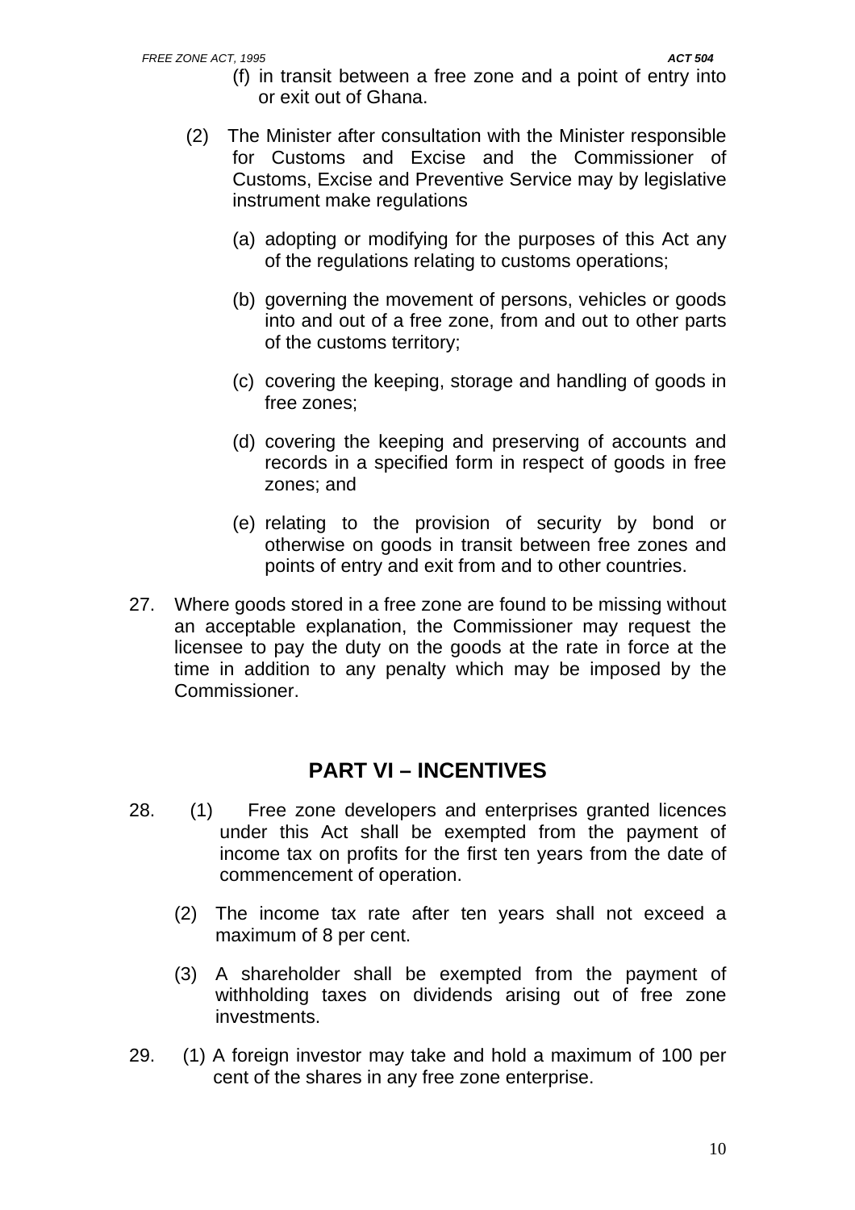(f) in transit between a free zone and a point of entry into or exit out of Ghana.

(2) The Minister after consultation with the Minister responsible for Customs and Excise and the Commissioner of Customs, Excise and Preventive Service may by legislative instrument make regulations

(a) adopting or modifying for the purposes of this Act any of the regulations relating to customs operations;

(b) governing the movement of persons, vehicles or goods into and out of a free zone, from and out to other parts of the customs territory;

(c) covering the keeping, storage and handling of goods in free zones;

(d) covering the keeping and preserving of accounts and records in a specified form in respect of goods in free zones; and

(e) relating to the provision of security by bond or otherwise on goods in transit between free zones and points of entry and exit from and to other countries.

27. Where goods stored in a free zone are found to be missing without an acceptable explanation, the Commissioner may request the licensee to pay the duty on the goods at the rate in force at the time in addition to any penalty which may be imposed by the Commissioner.

## PART VI – INCENTIVES

28. (1) Free zone developers and enterprises granted licences under this Act shall be exempted from the payment of income tax on profits for the first ten years from the date of commencement of operation.

(2) The income tax rate after ten years shall not exceed a maximum of 8 per cent.

(3) A shareholder shall be exempted from the payment of withholding taxes on dividends arising out of free zone investments.

29. (1) A foreign investor may take and hold a maximum of 100 per cent of the shares in any free zone enterprise.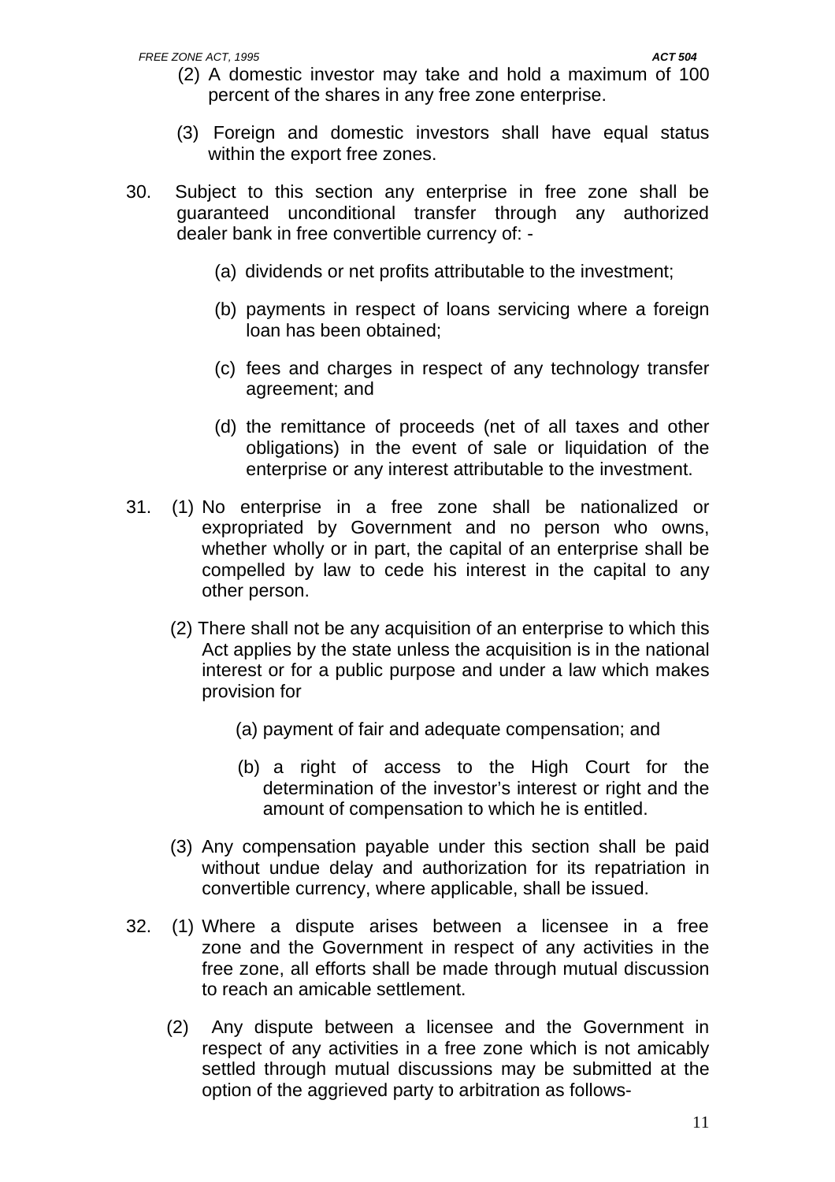(2) A domestic investor may take and hold a maximum of 100 percent of the shares in any free zone enterprise.

(3) Foreign and domestic investors shall have equal status within the export free zones.

30. Subject to this section any enterprise in free zone shall be guaranteed unconditional transfer through any authorized dealer bank in free convertible currency of: -

(a) dividends or net profits attributable to the investment;

(b) payments in respect of loans servicing where a foreign loan has been obtained;

(c) fees and charges in respect of any technology transfer agreement; and

(d) the remittance of proceeds (net of all taxes and other obligations) in the event of sale or liquidation of the enterprise or any interest attributable to the investment.

31. (1) No enterprise in a free zone shall be nationalized or expropriated by Government and no person who owns, whether wholly or in part, the capital of an enterprise shall be compelled by law to cede his interest in the capital to any other person.

(2) There shall not be any acquisition of an enterprise to which this Act applies by the state unless the acquisition is in the national interest or for a public purpose and under a law which makes provision for

(a) payment of fair and adequate compensation; and

(b) a right of access to the High Court for the determination of the investor's interest or right and the amount of compensation to which he is entitled.

(3) Any compensation payable under this section shall be paid without undue delay and authorization for its repatriation in convertible currency, where applicable, shall be issued.

32. (1) Where a dispute arises between a licensee in a free zone and the Government in respect of any activities in the free zone, all efforts shall be made through mutual discussion to reach an amicable settlement.

(2) Any dispute between a licensee and the Government in respect of any activities in a free zone which is not amicably settled through mutual discussions may be submitted at the option of the aggrieved party to arbitration as follows-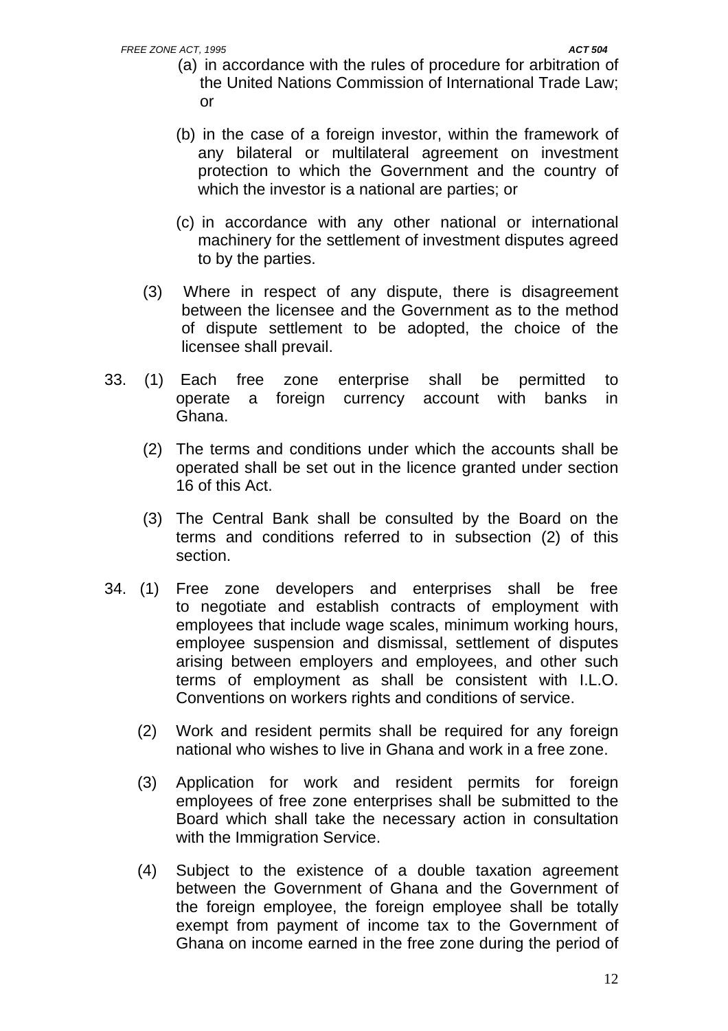(a) in accordance with the rules of procedure for arbitration of the United Nations Commission of International Trade Law; or

(b) in the case of a foreign investor, within the framework of any bilateral or multilateral agreement on investment protection to which the Government and the country of which the investor is a national are parties; or

(c) in accordance with any other national or international machinery for the settlement of investment disputes agreed to by the parties.

(3) Where in respect of any dispute, there is disagreement between the licensee and the Government as to the method of dispute settlement to be adopted, the choice of the licensee shall prevail.

33. (1) Each free zone enterprise shall be permitted to operate a foreign currency account with banks in Ghana.

(2) The terms and conditions under which the accounts shall be operated shall be set out in the licence granted under section 16 of this Act.

(3) The Central Bank shall be consulted by the Board on the terms and conditions referred to in subsection (2) of this section.

34. (1) Free zone developers and enterprises shall be free to negotiate and establish contracts of employment with employees that include wage scales, minimum working hours, employee suspension and dismissal, settlement of disputes arising between employers and employees, and other such terms of employment as shall be consistent with I.L.O. Conventions on workers rights and conditions of service.

(2) Work and resident permits shall be required for any foreign national who wishes to live in Ghana and work in a free zone.

(3) Application for work and resident permits for foreign employees of free zone enterprises shall be submitted to the Board which shall take the necessary action in consultation with the Immigration Service.

(4) Subject to the existence of a double taxation agreement between the Government of Ghana and the Government of the foreign employee, the foreign employee shall be totally exempt from payment of income tax to the Government of Ghana on income earned in the free zone during the period of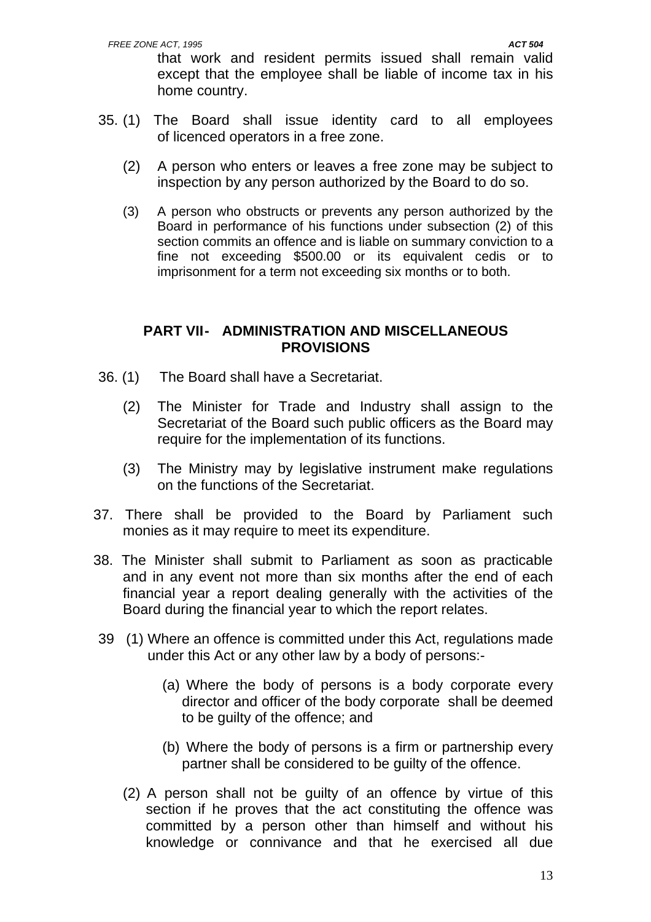that work and resident permits issued shall remain valid except that the employee shall be liable of income tax in his home country.

35. (1) The Board shall issue identity card to all employees of licenced operators in a free zone.

(2) A person who enters or leaves a free zone may be subject to inspection by any person authorized by the Board to do so.

(3) A person who obstructs or prevents any person authorized by the Board in performance of his functions under subsection (2) of this section commits an offence and is liable on summary conviction to a fine not exceeding $500.00 or its equivalent cedis or to imprisonment for a term not exceeding six months or to both.

## PART VII- ADMINISTRATION AND MISCELLANEOUS PROVISIONS

36. (1) The Board shall have a Secretariat.

(2) The Minister for Trade and Industry shall assign to the Secretariat of the Board such public officers as the Board may require for the implementation of its functions.

(3) The Ministry may by legislative instrument make regulations on the functions of the Secretariat.

37. There shall be provided to the Board by Parliament such monies as it may require to meet its expenditure.

38. The Minister shall submit to Parliament as soon as practicable and in any event not more than six months after the end of each financial year a report dealing generally with the activities of the Board during the financial year to which the report relates.

39 (1) Where an offence is committed under this Act, regulations made under this Act or any other law by a body of persons:-

(a) Where the body of persons is a body corporate every director and officer of the body corporate shall be deemed to be guilty of the offence; and

(b) Where the body of persons is a firm or partnership every partner shall be considered to be guilty of the offence.

(2) A person shall not be guilty of an offence by virtue of this section if he proves that the act constituting the offence was committed by a person other than himself and without his knowledge or connivance and that he exercised all due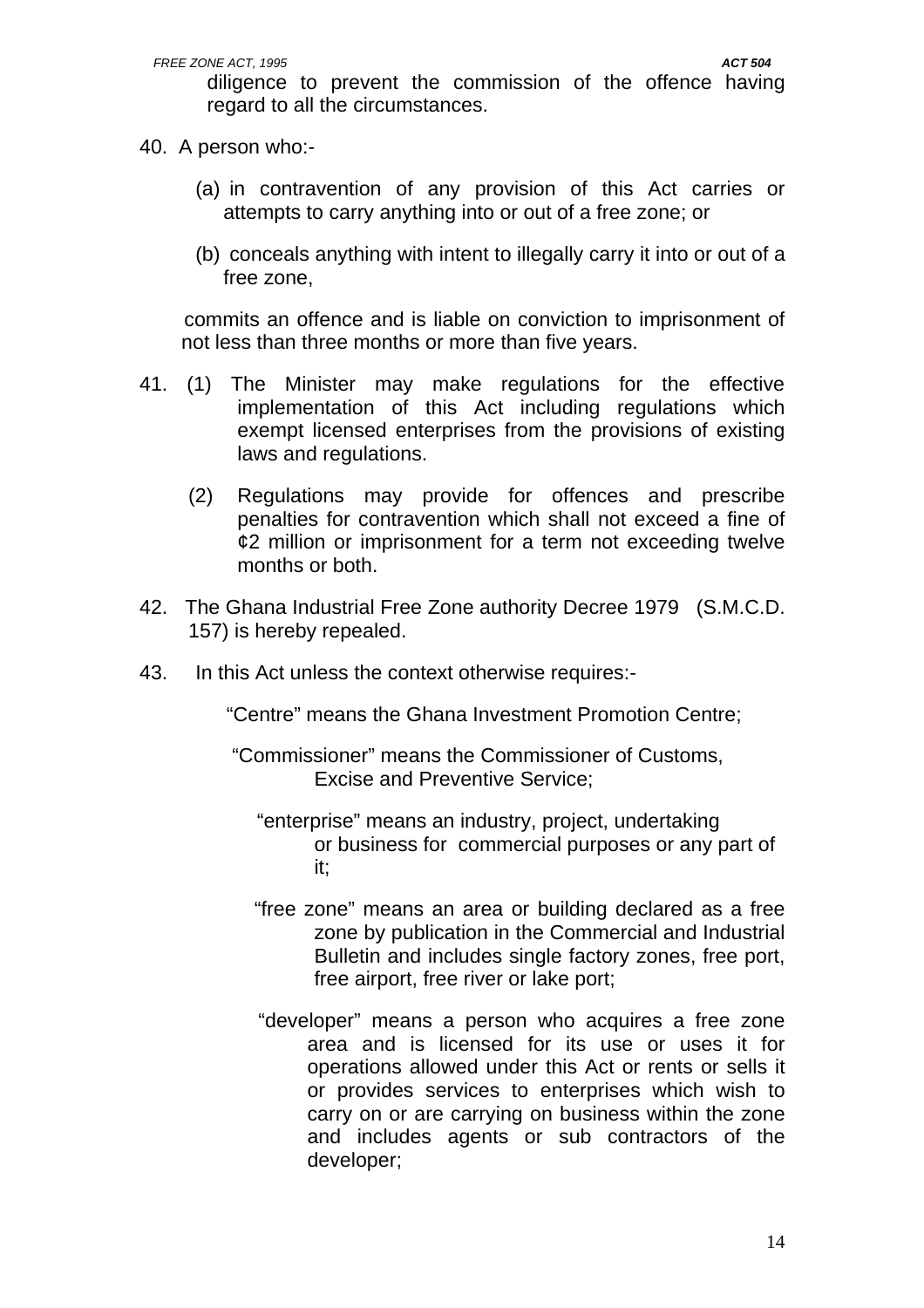diligence to prevent the commission of the offence having regard to all the circumstances.

40. A person who:-

(a) in contravention of any provision of this Act carries or attempts to carry anything into or out of a free zone; or

(b) conceals anything with intent to illegally carry it into or out of a free zone,

commits an offence and is liable on conviction to imprisonment of not less than three months or more than five years.

41. (1) The Minister may make regulations for the effective implementation of this Act including regulations which exempt licensed enterprises from the provisions of existing laws and regulations.

(2) Regulations may provide for offences and prescribe penalties for contravention which shall not exceed a fine of ¢2 million or imprisonment for a term not exceeding twelve months or both.

42. The Ghana Industrial Free Zone authority Decree 1979 (S.M.C.D. 157) is hereby repealed.

43. In this Act unless the context otherwise requires:-

"Centre" means the Ghana Investment Promotion Centre;

"Commissioner" means the Commissioner of Customs, Excise and Preventive Service;

"enterprise" means an industry, project, undertaking or business for commercial purposes or any part of it;

"free zone" means an area or building declared as a free zone by publication in the Commercial and Industrial Bulletin and includes single factory zones, free port, free airport, free river or lake port;

"developer" means a person who acquires a free zone area and is licensed for its use or uses it for operations allowed under this Act or rents or sells it or provides services to enterprises which wish to carry on or are carrying on business within the zone and includes agents or sub contractors of the developer;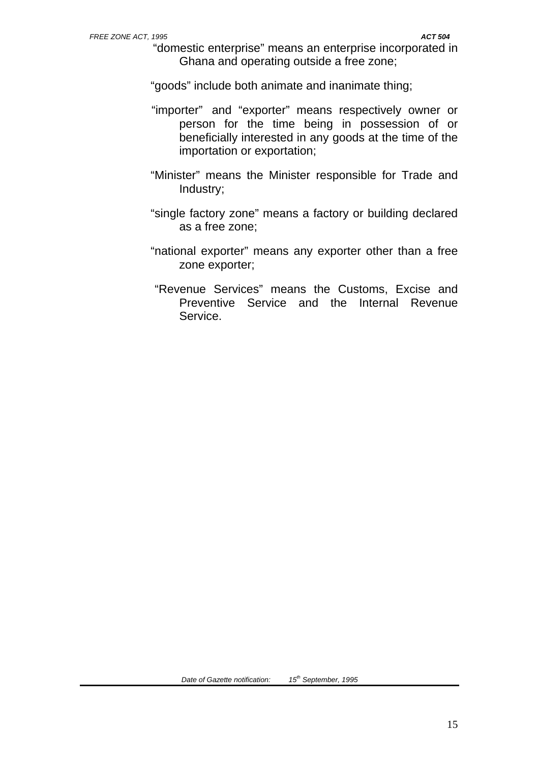"domestic enterprise" means an enterprise incorporated in Ghana and operating outside a free zone;

"goods" include both animate and inanimate thing;

"importer" and "exporter" means respectively owner or person for the time being in possession of or beneficially interested in any goods at the time of the importation or exportation;

"Minister" means the Minister responsible for Trade and Industry;

"single factory zone" means a factory or building declared as a free zone;

"national exporter" means any exporter other than a free zone exporter;

"Revenue Services" means the Customs, Excise and Preventive Service and the Internal Revenue Service.

*Date of Gazette notification: 15th September, 1995*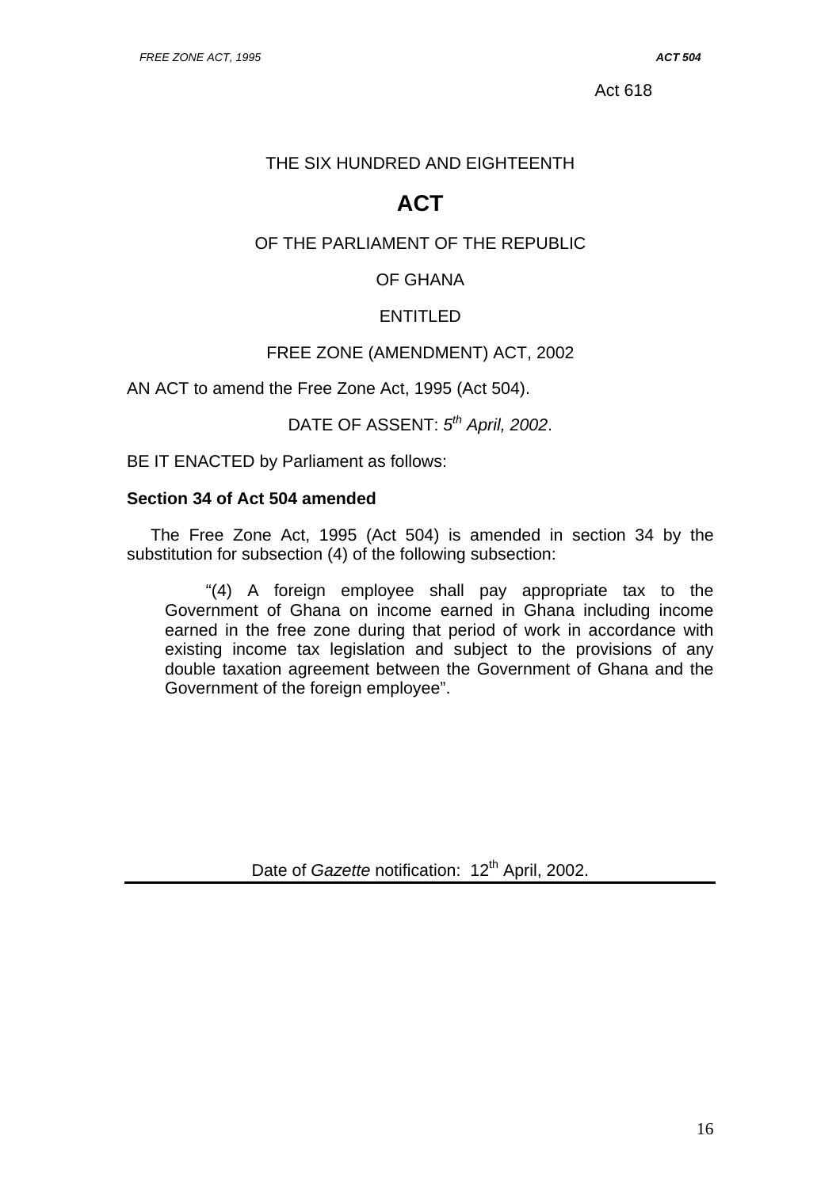Act 618

THE SIX HUNDRED AND EIGHTEENTH

# ACT

OF THE PARLIAMENT OF THE REPUBLIC

OF GHANA

ENTITLED

FREE ZONE (AMENDMENT) ACT, 2002

AN ACT to amend the Free Zone Act, 1995 (Act 504).

DATE OF ASSENT: *5th April, 2002*.

BE IT ENACTED by Parliament as follows:

**Section 34 of Act 504 amended**

The Free Zone Act, 1995 (Act 504) is amended in section 34 by the substitution for subsection (4) of the following subsection:

> "(4) A foreign employee shall pay appropriate tax to the Government of Ghana on income earned in Ghana including income earned in the free zone during that period of work in accordance with existing income tax legislation and subject to the provisions of any double taxation agreement between the Government of Ghana and the Government of the foreign employee".

Date of *Gazette* notification: 12th April, 2002.